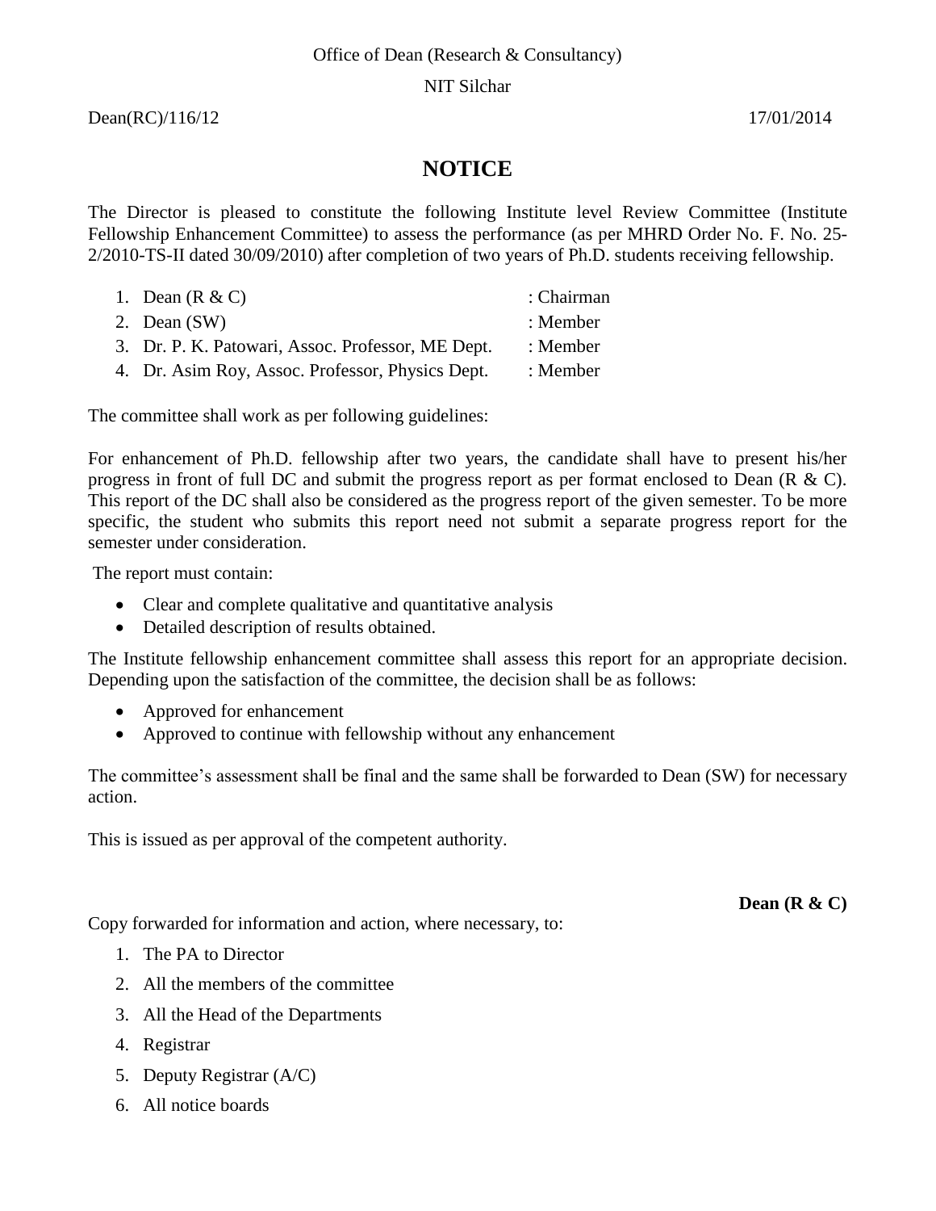Office of Dean (Research & Consultancy)

NIT Silchar

Dean(RC)/116/12 17/01/2014

# NOTICE

The Director is pleased to constitute the following Institute level Review Committee (Institute Fellowship Enhancement Committee) to assess the performance (as per MHRD Order No. F. No. 25-2/2010-TS-II dated 30/09/2010) after completion of two years of Ph.D. students receiving fellowship.

1. Dean (R & C) : Chairman
2. Dean (SW) : Member
3. Dr. P. K. Patowari, Assoc. Professor, ME Dept. : Member
4. Dr. Asim Roy, Assoc. Professor, Physics Dept. : Member

The committee shall work as per following guidelines:

For enhancement of Ph.D. fellowship after two years, the candidate shall have to present his/her progress in front of full DC and submit the progress report as per format enclosed to Dean (R & C). This report of the DC shall also be considered as the progress report of the given semester. To be more specific, the student who submits this report need not submit a separate progress report for the semester under consideration.

The report must contain:

- Clear and complete qualitative and quantitative analysis
- Detailed description of results obtained.

The Institute fellowship enhancement committee shall assess this report for an appropriate decision. Depending upon the satisfaction of the committee, the decision shall be as follows:

- Approved for enhancement
- Approved to continue with fellowship without any enhancement

The committee's assessment shall be final and the same shall be forwarded to Dean (SW) for necessary action.

This is issued as per approval of the competent authority.

**Dean (R & C)**

Copy forwarded for information and action, where necessary, to:

1. The PA to Director
2. All the members of the committee
3. All the Head of the Departments
4. Registrar
5. Deputy Registrar (A/C)
6. All notice boards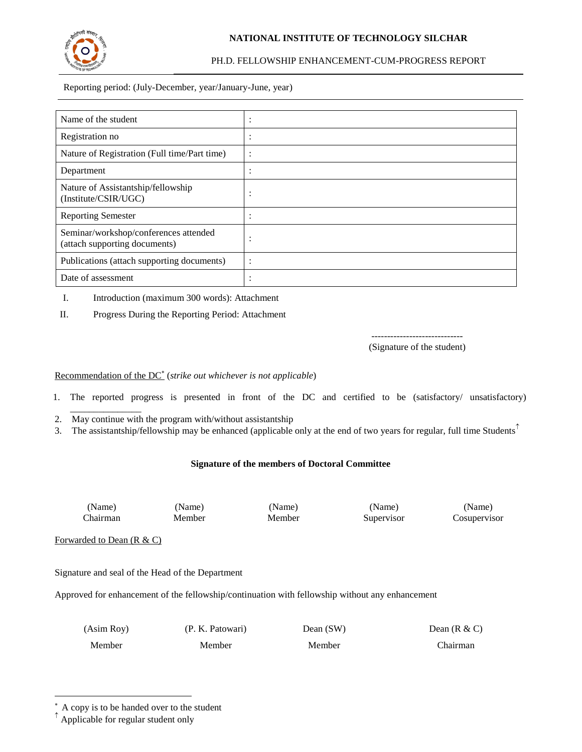**NATIONAL INSTITUTE OF TECHNOLOGY SILCHAR**

PH.D. FELLOWSHIP ENHANCEMENT-CUM-PROGRESS REPORT

Reporting period: (July-December, year/January-June, year)

| | |
|---|---|
| Name of the student | : |
| Registration no | : |
| Nature of Registration (Full time/Part time) | : |
| Department | : |
| Nature of Assistantship/fellowship (Institute/CSIR/UGC) | : |
| Reporting Semester | : |
| Seminar/workshop/conferences attended (attach supporting documents) | : |
| Publications (attach supporting documents) | : |
| Date of assessment | : |

I. Introduction (maximum 300 words): Attachment

II. Progress During the Reporting Period: Attachment

-----------------------------
(Signature of the student)

Recommendation of the DC* (*strike out whichever is not applicable*)

1. The reported progress is presented in front of the DC and certified to be (satisfactory/ unsatisfactory) _______________
2. May continue with the program with/without assistantship
3. The assistantship/fellowship may be enhanced (applicable only at the end of two years for regular, full time Students†

**Signature of the members of Doctoral Committee**

| (Name) | (Name) | (Name) | (Name) | (Name) |
|---|---|---|---|---|
| Chairman | Member | Member | Supervisor | Cosupervisor |

Forwarded to Dean (R & C)

Signature and seal of the Head of the Department

Approved for enhancement of the fellowship/continuation with fellowship without any enhancement

| (Asim Roy) | (P. K. Patowari) | Dean (SW) | Dean (R & C) |
|---|---|---|---|
| Member | Member | Member | Chairman |

* A copy is to be handed over to the student

† Applicable for regular student only